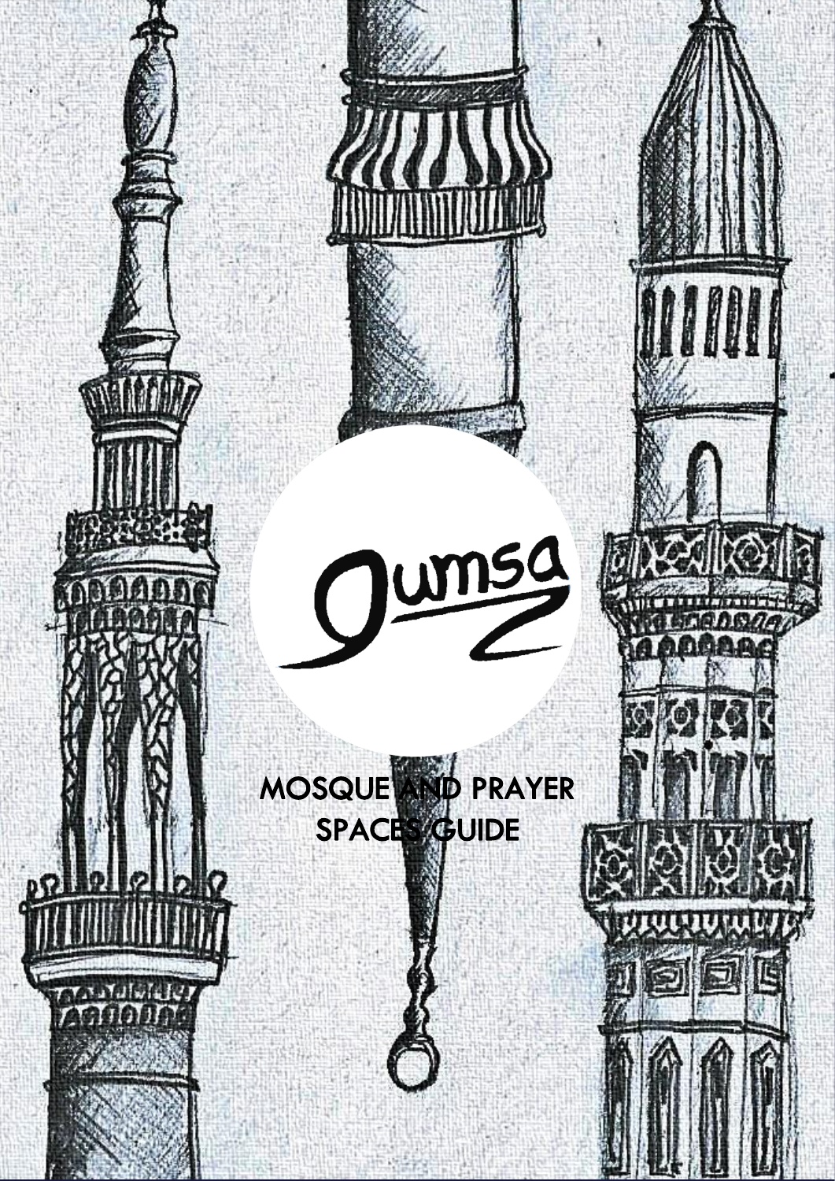gumsa

# MOSQUE AND PRAYER SPACES GUIDE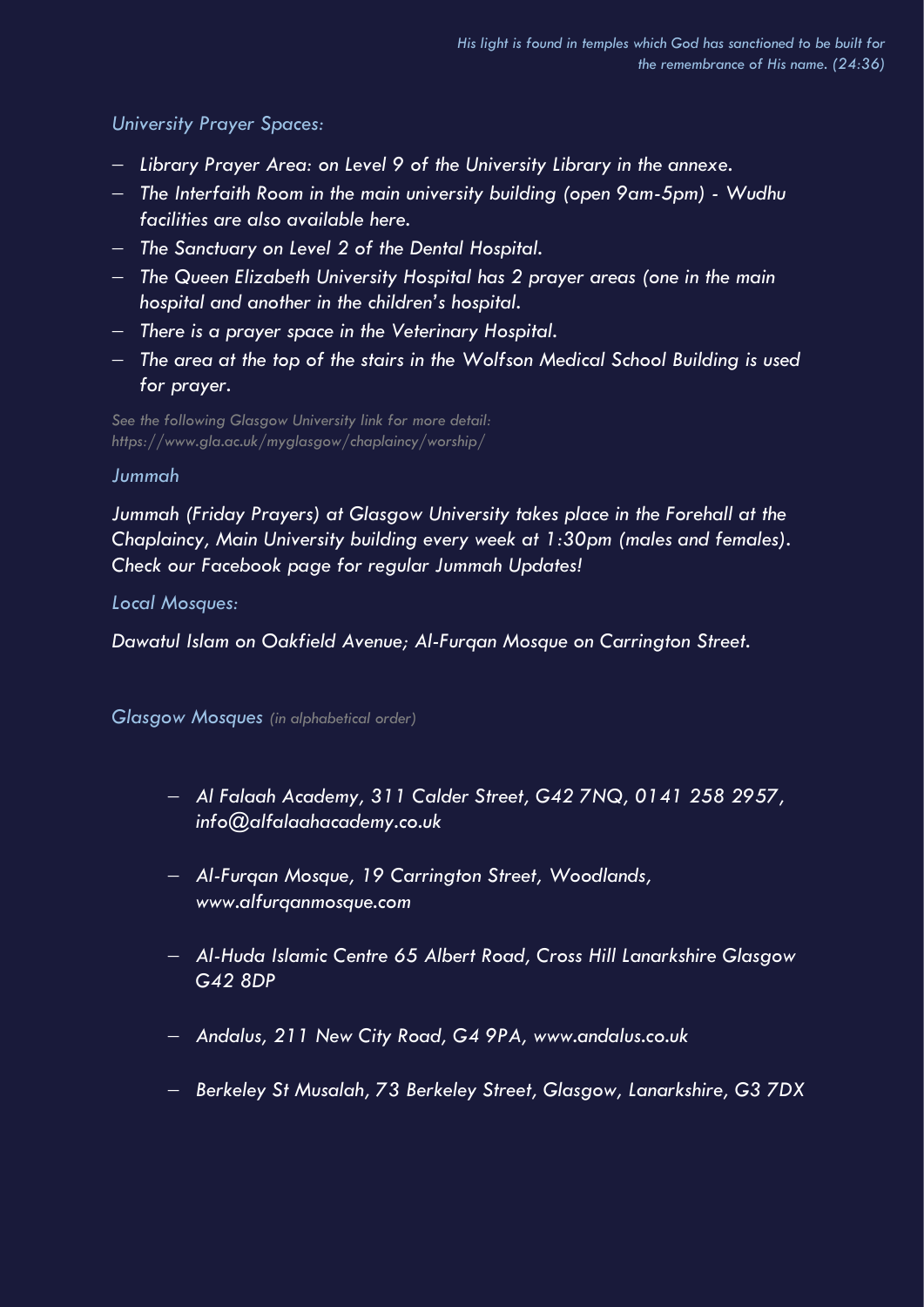*His light is found in temples which God has sanctioned to be built for the remembrance of His name. (24:36)*

### *University Prayer Spaces:*

- *Library Prayer Area: on Level 9 of the University Library in the annexe.*
- *The Interfaith Room in the main university building (open 9am-5pm) - Wudhu facilities are also available here.*
- *The Sanctuary on Level 2 of the Dental Hospital.*
- *The Queen Elizabeth University Hospital has 2 prayer areas (one in the main hospital and another in the children's hospital.*
- *There is a prayer space in the Veterinary Hospital.*
- *The area at the top of the stairs in the Wolfson Medical School Building is used for prayer.*

*See the following Glasgow University link for more detail: https://www.gla.ac.uk/myglasgow/chaplaincy/worship/*

### *Jummah*

*Jummah (Friday Prayers) at Glasgow University takes place in the Forehall at the Chaplaincy, Main University building every week at 1:30pm (males and females). Check our Facebook page for regular Jummah Updates!*

### *Local Mosques:*

*Dawatul Islam on Oakfield Avenue; Al-Furqan Mosque on Carrington Street.*

### *Glasgow Mosques* *(in alphabetical order)*

- *Al Falaah Academy, 311 Calder Street, G42 7NQ, 0141 258 2957, info@alfalaahacademy.co.uk*
- *Al-Furqan Mosque, 19 Carrington Street, Woodlands, www.alfurqanmosque.com*
- *Al-Huda Islamic Centre 65 Albert Road, Cross Hill Lanarkshire Glasgow G42 8DP*
- *Andalus, 211 New City Road, G4 9PA, www.andalus.co.uk*
- *Berkeley St Musalah, 73 Berkeley Street, Glasgow, Lanarkshire, G3 7DX*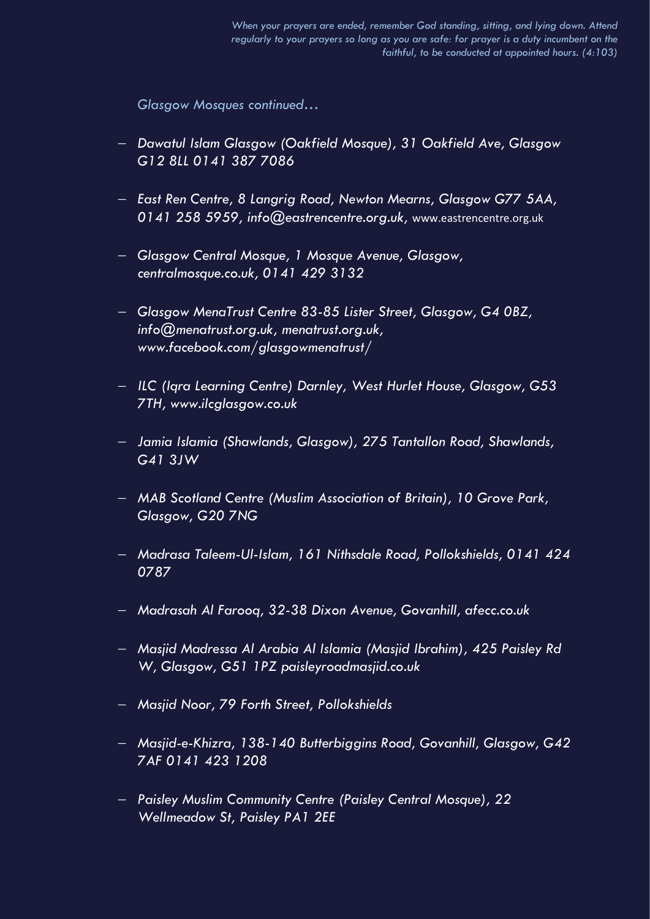*When your prayers are ended, remember God standing, sitting, and lying down. Attend regularly to your prayers so long as you are safe: for prayer is a duty incumbent on the faithful, to be conducted at appointed hours. (4:103)*

*Glasgow Mosques continued…*

- *Dawatul Islam Glasgow (Oakfield Mosque), 31 Oakfield Ave, Glasgow G12 8LL 0141 387 7086*
- *East Ren Centre, 8 Langrig Road, Newton Mearns, Glasgow G77 5AA, 0141 258 5959, info@eastrencentre.org.uk,* www.eastrencentre.org.uk
- *Glasgow Central Mosque, 1 Mosque Avenue, Glasgow, centralmosque.co.uk, 0141 429 3132*
- *Glasgow MenaTrust Centre 83-85 Lister Street, Glasgow, G4 0BZ, info@menatrust.org.uk, menatrust.org.uk, www.facebook.com/glasgowmenatrust/*
- *ILC (Iqra Learning Centre) Darnley, West Hurlet House, Glasgow, G53 7TH, www.ilcglasgow.co.uk*
- *Jamia Islamia (Shawlands, Glasgow), 275 Tantallon Road, Shawlands, G41 3JW*
- *MAB Scotland Centre (Muslim Association of Britain), 10 Grove Park, Glasgow, G20 7NG*
- *Madrasa Taleem-Ul-Islam, 161 Nithsdale Road, Pollokshields, 0141 424 0787*
- *Madrasah Al Farooq, 32-38 Dixon Avenue, Govanhill, afecc.co.uk*
- *Masjid Madressa Al Arabia Al Islamia (Masjid Ibrahim), 425 Paisley Rd W, Glasgow, G51 1PZ paisleyroadmasjid.co.uk*
- *Masjid Noor, 79 Forth Street, Pollokshields*
- *Masjid-e-Khizra, 138-140 Butterbiggins Road, Govanhill, Glasgow, G42 7AF 0141 423 1208*
- *Paisley Muslim Community Centre (Paisley Central Mosque), 22 Wellmeadow St, Paisley PA1 2EE*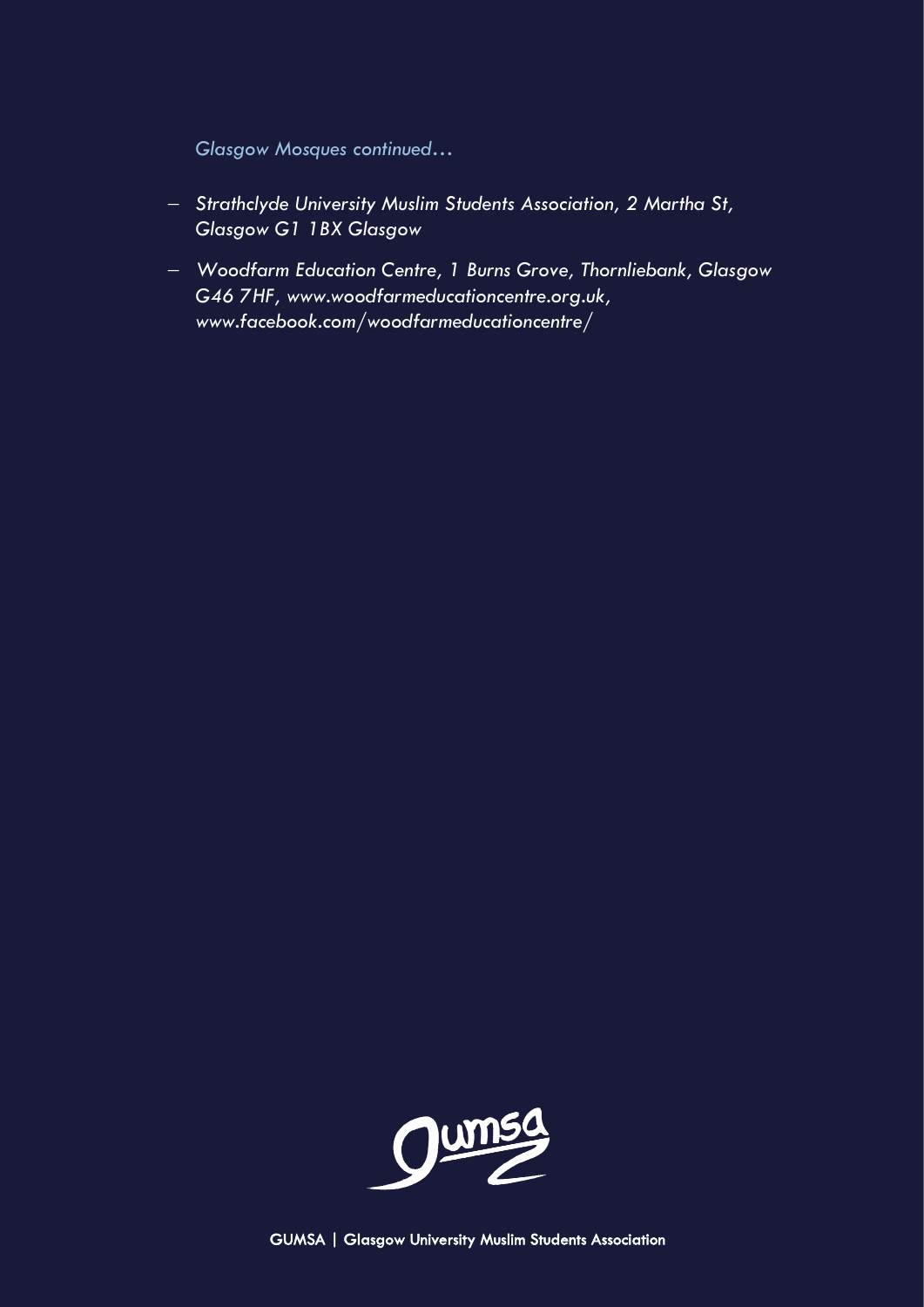*Glasgow Mosques continued…*

- *Strathclyde University Muslim Students Association, 2 Martha St, Glasgow G1 1BX Glasgow*
- *Woodfarm Education Centre, 1 Burns Grove, Thornliebank, Glasgow G46 7HF, www.woodfarmeducationcentre.org.uk, www.facebook.com/woodfarmeducationcentre/*

GUMSA | Glasgow University Muslim Students Association